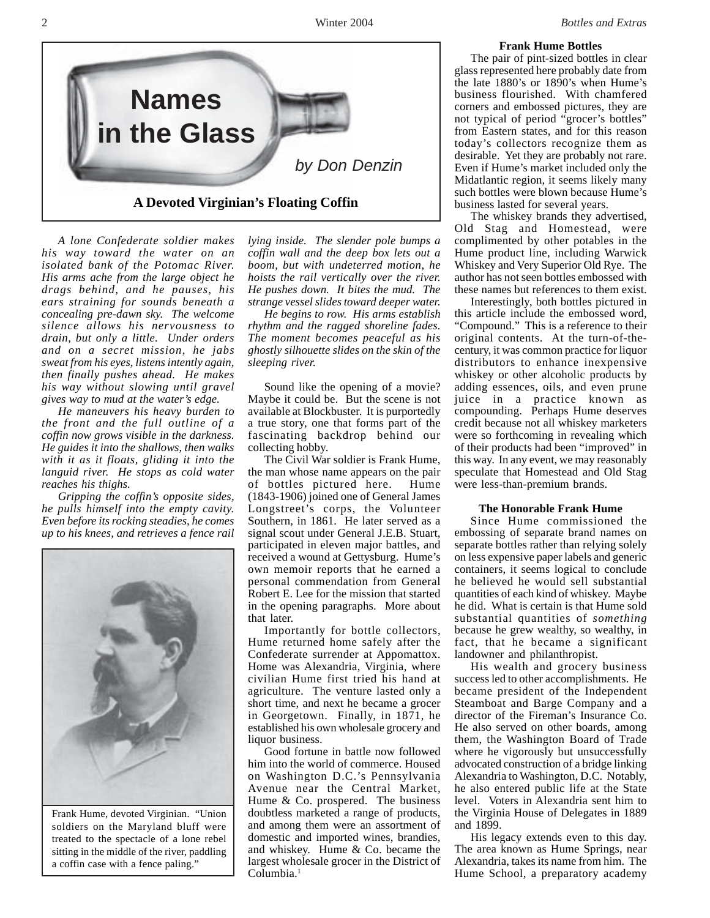# Names in the Glass

*by Don Denzin*

## A Devoted Virginian's Floating Coffin

*A lone Confederate soldier makes his way toward the water on an isolated bank of the Potomac River. His arms ache from the large object he drags behind, and he pauses, his ears straining for sounds beneath a concealing pre-dawn sky. The welcome silence allows his nervousness to drain, but only a little. Under orders and on a secret mission, he jabs sweat from his eyes, listens intently again, then finally pushes ahead. He makes his way without slowing until gravel gives way to mud at the water's edge.*

*He maneuvers his heavy burden to the front and the full outline of a coffin now grows visible in the darkness. He guides it into the shallows, then walks with it as it floats, gliding it into the languid river. He stops as cold water reaches his thighs.*

*Gripping the coffin's opposite sides, he pulls himself into the empty cavity. Even before its rocking steadies, he comes up to his knees, and retrieves a fence rail lying inside. The slender pole bumps a coffin wall and the deep box lets out a boom, but with undeterred motion, he hoists the rail vertically over the river. He pushes down. It bites the mud. The strange vessel slides toward deeper water.*

*He begins to row. His arms establish rhythm and the ragged shoreline fades. The moment becomes peaceful as his ghostly silhouette slides on the skin of the sleeping river.*

Frank Hume, devoted Virginian. "Union soldiers on the Maryland bluff were treated to the spectacle of a lone rebel sitting in the middle of the river, paddling a coffin case with a fence paling."

Sound like the opening of a movie? Maybe it could be. But the scene is not available at Blockbuster. It is purportedly a true story, one that forms part of the fascinating backdrop behind our collecting hobby.

The Civil War soldier is Frank Hume, the man whose name appears on the pair of bottles pictured here. Hume (1843-1906) joined one of General James Longstreet's corps, the Volunteer Southern, in 1861. He later served as a signal scout under General J.E.B. Stuart, participated in eleven major battles, and received a wound at Gettysburg. Hume's own memoir reports that he earned a personal commendation from General Robert E. Lee for the mission that started in the opening paragraphs. More about that later.

Importantly for bottle collectors, Hume returned home safely after the Confederate surrender at Appomattox. Home was Alexandria, Virginia, where civilian Hume first tried his hand at agriculture. The venture lasted only a short time, and next he became a grocer in Georgetown. Finally, in 1871, he established his own wholesale grocery and liquor business.

Good fortune in battle now followed him into the world of commerce. Housed on Washington D.C.'s Pennsylvania Avenue near the Central Market, Hume & Co. prospered. The business doubtless marketed a range of products, and among them were an assortment of domestic and imported wines, brandies, and whiskey. Hume & Co. became the largest wholesale grocer in the District of Columbia.[1]

### Frank Hume Bottles

The pair of pint-sized bottles in clear glass represented here probably date from the late 1880's or 1890's when Hume's business flourished. With chamfered corners and embossed pictures, they are not typical of period "grocer's bottles" from Eastern states, and for this reason today's collectors recognize them as desirable. Yet they are probably not rare. Even if Hume's market included only the Midatlantic region, it seems likely many such bottles were blown because Hume's business lasted for several years.

The whiskey brands they advertised, Old Stag and Homestead, were complimented by other potables in the Hume product line, including Warwick Whiskey and Very Superior Old Rye. The author has not seen bottles embossed with these names but references to them exist.

Interestingly, both bottles pictured in this article include the embossed word, "Compound." This is a reference to their original contents. At the turn-of-the-century, it was common practice for liquor distributors to enhance inexpensive whiskey or other alcoholic products by adding essences, oils, and even prune juice in a practice known as compounding. Perhaps Hume deserves credit because not all whiskey marketers were so forthcoming in revealing which of their products had been "improved" in this way. In any event, we may reasonably speculate that Homestead and Old Stag were less-than-premium brands.

### The Honorable Frank Hume

Since Hume commissioned the embossing of separate brand names on separate bottles rather than relying solely on less expensive paper labels and generic containers, it seems logical to conclude he believed he would sell substantial quantities of each kind of whiskey. Maybe he did. What is certain is that Hume sold substantial quantities of *something* because he grew wealthy, so wealthy, in fact, that he became a significant landowner and philanthropist.

His wealth and grocery business success led to other accomplishments. He became president of the Independent Steamboat and Barge Company and a director of the Fireman's Insurance Co. He also served on other boards, among them, the Washington Board of Trade where he vigorously but unsuccessfully advocated construction of a bridge linking Alexandria to Washington, D.C. Notably, he also entered public life at the State level. Voters in Alexandria sent him to the Virginia House of Delegates in 1889 and 1899.

His legacy extends even to this day. The area known as Hume Springs, near Alexandria, takes its name from him. The Hume School, a preparatory academy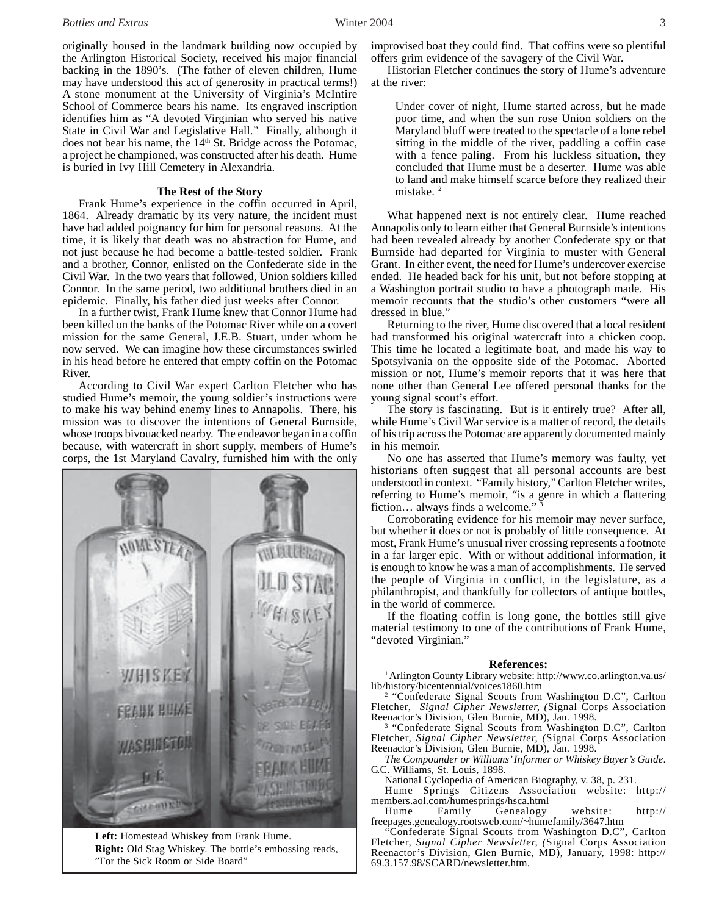originally housed in the landmark building now occupied by the Arlington Historical Society, received his major financial backing in the 1890's. (The father of eleven children, Hume may have understood this act of generosity in practical terms!) A stone monument at the University of Virginia's McIntire School of Commerce bears his name. Its engraved inscription identifies him as "A devoted Virginian who served his native State in Civil War and Legislative Hall." Finally, although it does not bear his name, the 14th St. Bridge across the Potomac, a project he championed, was constructed after his death. Hume is buried in Ivy Hill Cemetery in Alexandria.

### The Rest of the Story

Frank Hume's experience in the coffin occurred in April, 1864. Already dramatic by its very nature, the incident must have had added poignancy for him for personal reasons. At the time, it is likely that death was no abstraction for Hume, and not just because he had become a battle-tested soldier. Frank and a brother, Connor, enlisted on the Confederate side in the Civil War. In the two years that followed, Union soldiers killed Connor. In the same period, two additional brothers died in an epidemic. Finally, his father died just weeks after Connor.

In a further twist, Frank Hume knew that Connor Hume had been killed on the banks of the Potomac River while on a covert mission for the same General, J.E.B. Stuart, under whom he now served. We can imagine how these circumstances swirled in his head before he entered that empty coffin on the Potomac River.

According to Civil War expert Carlton Fletcher who has studied Hume's memoir, the young soldier's instructions were to make his way behind enemy lines to Annapolis. There, his mission was to discover the intentions of General Burnside, whose troops bivouacked nearby. The endeavor began in a coffin because, with watercraft in short supply, members of Hume's corps, the 1st Maryland Cavalry, furnished him with the only improvised boat they could find. That coffins were so plentiful offers grim evidence of the savagery of the Civil War.

Historian Fletcher continues the story of Hume's adventure at the river:

> Under cover of night, Hume started across, but he made poor time, and when the sun rose Union soldiers on the Maryland bluff were treated to the spectacle of a lone rebel sitting in the middle of the river, paddling a coffin case with a fence paling. From his luckless situation, they concluded that Hume must be a deserter. Hume was able to land and make himself scarce before they realized their mistake. [2]

What happened next is not entirely clear. Hume reached Annapolis only to learn either that General Burnside's intentions had been revealed already by another Confederate spy or that Burnside had departed for Virginia to muster with General Grant. In either event, the need for Hume's undercover exercise ended. He headed back for his unit, but not before stopping at a Washington portrait studio to have a photograph made. His memoir recounts that the studio's other customers "were all dressed in blue."

Returning to the river, Hume discovered that a local resident had transformed his original watercraft into a chicken coop. This time he located a legitimate boat, and made his way to Spotsylvania on the opposite side of the Potomac. Aborted mission or not, Hume's memoir reports that it was here that none other than General Lee offered personal thanks for the young signal scout's effort.

The story is fascinating. But is it entirely true? After all, while Hume's Civil War service is a matter of record, the details of his trip across the Potomac are apparently documented mainly in his memoir.

No one has asserted that Hume's memory was faulty, yet historians often suggest that all personal accounts are best understood in context. "Family history," Carlton Fletcher writes, referring to Hume's memoir, "is a genre in which a flattering fiction… always finds a welcome." [3]

Corroborating evidence for his memoir may never surface, but whether it does or not is probably of little consequence. At most, Frank Hume's unusual river crossing represents a footnote in a far larger epic. With or without additional information, it is enough to know he was a man of accomplishments. He served the people of Virginia in conflict, in the legislature, as a philanthropist, and thankfully for collectors of antique bottles, in the world of commerce.

If the floating coffin is long gone, the bottles still give material testimony to one of the contributions of Frank Hume, "devoted Virginian."

**Left:** Homestead Whiskey from Frank Hume.
**Right:** Old Stag Whiskey. The bottle's embossing reads, "For the Sick Room or Side Board"

### References:

[1] Arlington County Library website: http://www.co.arlington.va.us/lib/history/bicentennial/voices1860.htm

[2] "Confederate Signal Scouts from Washington D.C", Carlton Fletcher, *Signal Cipher Newsletter, (*Signal Corps Association Reenactor's Division, Glen Burnie, MD), Jan. 1998.

[3] "Confederate Signal Scouts from Washington D.C", Carlton Fletcher, *Signal Cipher Newsletter, (*Signal Corps Association Reenactor's Division, Glen Burnie, MD), Jan. 1998.

*The Compounder or Williams' Informer or Whiskey Buyer's Guide*. G.C. Williams, St. Louis, 1898.

National Cyclopedia of American Biography, v. 38, p. 231.

Hume Springs Citizens Association website: http://members.aol.com/humesprings/hsca.html

Hume Family Genealogy website: http://freepages.genealogy.rootsweb.com/~humefamily/3647.htm

"Confederate Signal Scouts from Washington D.C", Carlton Fletcher, *Signal Cipher Newsletter, (*Signal Corps Association Reenactor's Division, Glen Burnie, MD), January, 1998: http://69.3.157.98/SCARD/newsletter.htm.